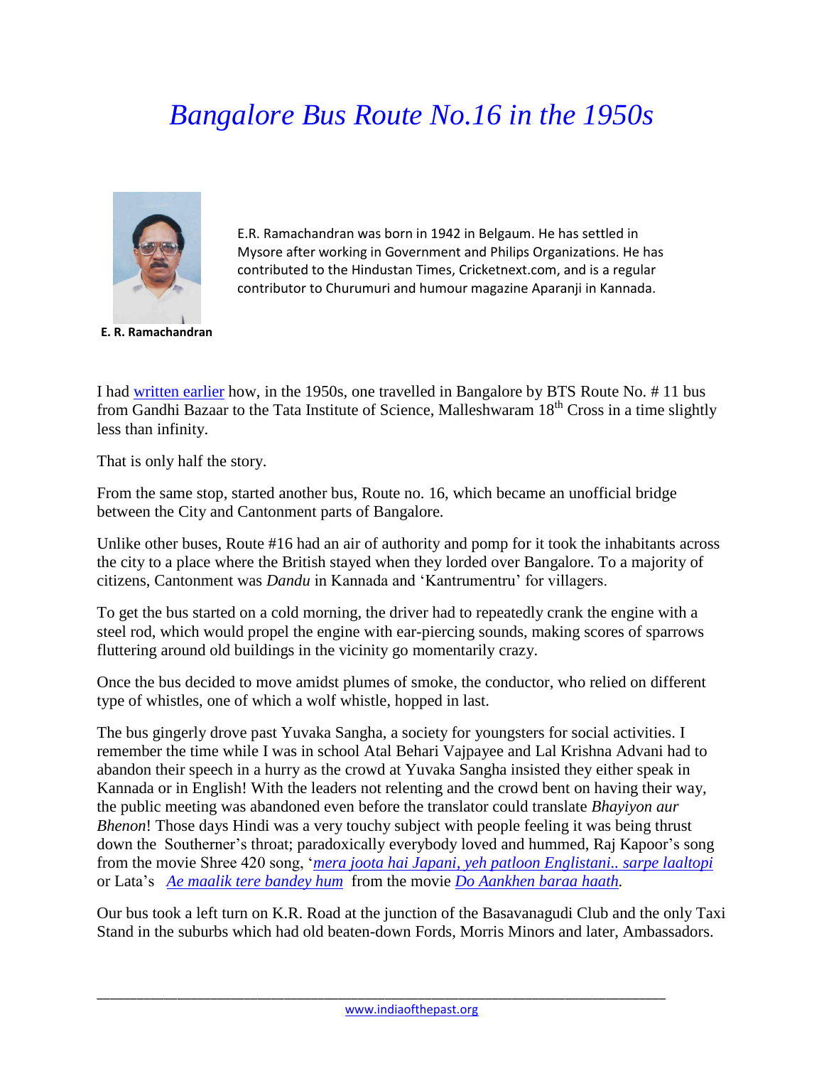# *Bangalore Bus Route No.16 in the 1950s*

**E. R. Ramachandran**

E.R. Ramachandran was born in 1942 in Belgaum. He has settled in Mysore after working in Government and Philips Organizations. He has contributed to the Hindustan Times, Cricketnext.com, and is a regular contributor to Churumuri and humour magazine Aparanji in Kannada.

I had written earlier how, in the 1950s, one travelled in Bangalore by BTS Route No. # 11 bus from Gandhi Bazaar to the Tata Institute of Science, Malleshwaram 18th Cross in a time slightly less than infinity.

That is only half the story.

From the same stop, started another bus, Route no. 16, which became an unofficial bridge between the City and Cantonment parts of Bangalore.

Unlike other buses, Route #16 had an air of authority and pomp for it took the inhabitants across the city to a place where the British stayed when they lorded over Bangalore. To a majority of citizens, Cantonment was *Dandu* in Kannada and 'Kantrumentru' for villagers.

To get the bus started on a cold morning, the driver had to repeatedly crank the engine with a steel rod, which would propel the engine with ear-piercing sounds, making scores of sparrows fluttering around old buildings in the vicinity go momentarily crazy.

Once the bus decided to move amidst plumes of smoke, the conductor, who relied on different type of whistles, one of which a wolf whistle, hopped in last.

The bus gingerly drove past Yuvaka Sangha, a society for youngsters for social activities. I remember the time while I was in school Atal Behari Vajpayee and Lal Krishna Advani had to abandon their speech in a hurry as the crowd at Yuvaka Sangha insisted they either speak in Kannada or in English! With the leaders not relenting and the crowd bent on having their way, the public meeting was abandoned even before the translator could translate *Bhayiyon aur Bhenon*! Those days Hindi was a very touchy subject with people feeling it was being thrust down the Southerner's throat; paradoxically everybody loved and hummed, Raj Kapoor's song from the movie Shree 420 song, '*mera joota hai Japani, yeh patloon Englistani.. sarpe laaltopi* or Lata's *Ae maalik tere bandey hum* from the movie *Do Aankhen baraa haath.*

Our bus took a left turn on K.R. Road at the junction of the Basavanagudi Club and the only Taxi Stand in the suburbs which had old beaten-down Fords, Morris Minors and later, Ambassadors.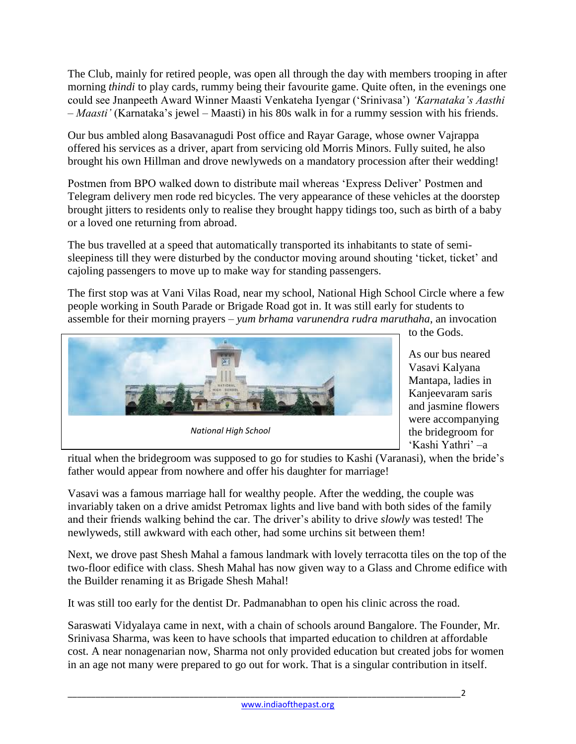The Club, mainly for retired people, was open all through the day with members trooping in after morning *thindi* to play cards, rummy being their favourite game. Quite often, in the evenings one could see Jnanpeeth Award Winner Maasti Venkateha Iyengar ('Srinivasa') *'Karnataka's Aasthi – Maasti'* (Karnataka's jewel – Maasti) in his 80s walk in for a rummy session with his friends.

Our bus ambled along Basavanagudi Post office and Rayar Garage, whose owner Vajrappa offered his services as a driver, apart from servicing old Morris Minors. Fully suited, he also brought his own Hillman and drove newlyweds on a mandatory procession after their wedding!

Postmen from BPO walked down to distribute mail whereas 'Express Deliver' Postmen and Telegram delivery men rode red bicycles. The very appearance of these vehicles at the doorstep brought jitters to residents only to realise they brought happy tidings too, such as birth of a baby or a loved one returning from abroad.

The bus travelled at a speed that automatically transported its inhabitants to state of semi-sleepiness till they were disturbed by the conductor moving around shouting 'ticket, ticket' and cajoling passengers to move up to make way for standing passengers.

The first stop was at Vani Vilas Road, near my school, National High School Circle where a few people working in South Parade or Brigade Road got in. It was still early for students to assemble for their morning prayers – *yum brhama varunendra rudra maruthaha*, an invocation to the Gods.

*National High School*

As our bus neared Vasavi Kalyana Mantapa, ladies in Kanjeevaram saris and jasmine flowers were accompanying the bridegroom for 'Kashi Yathri' –a ritual when the bridegroom was supposed to go for studies to Kashi (Varanasi), when the bride's father would appear from nowhere and offer his daughter for marriage!

Vasavi was a famous marriage hall for wealthy people. After the wedding, the couple was invariably taken on a drive amidst Petromax lights and live band with both sides of the family and their friends walking behind the car. The driver's ability to drive *slowly* was tested! The newlyweds, still awkward with each other, had some urchins sit between them!

Next, we drove past Shesh Mahal a famous landmark with lovely terracotta tiles on the top of the two-floor edifice with class. Shesh Mahal has now given way to a Glass and Chrome edifice with the Builder renaming it as Brigade Shesh Mahal!

It was still too early for the dentist Dr. Padmanabhan to open his clinic across the road.

Saraswati Vidyalaya came in next, with a chain of schools around Bangalore. The Founder, Mr. Srinivasa Sharma, was keen to have schools that imparted education to children at affordable cost. A near nonagenarian now, Sharma not only provided education but created jobs for women in an age not many were prepared to go out for work. That is a singular contribution in itself.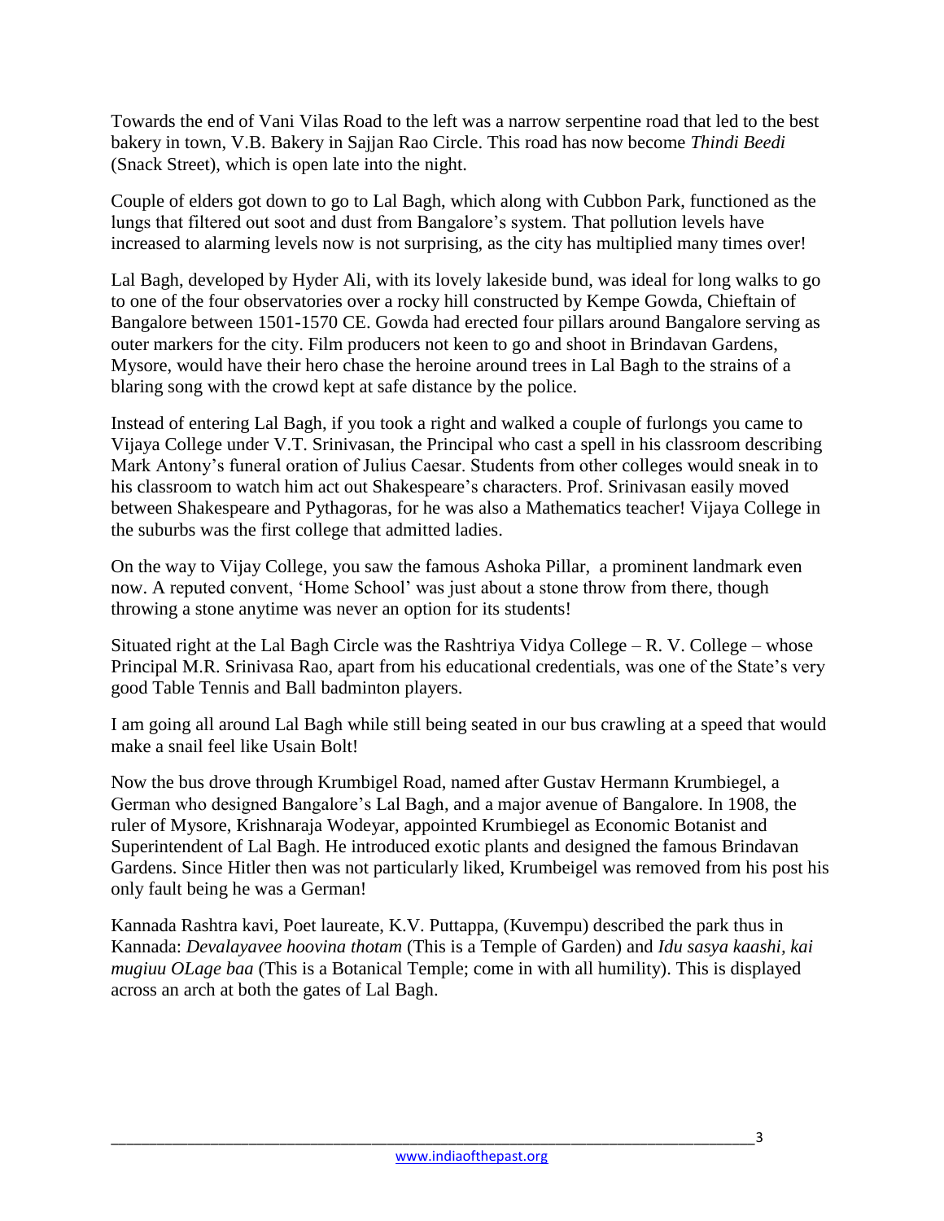Towards the end of Vani Vilas Road to the left was a narrow serpentine road that led to the best bakery in town, V.B. Bakery in Sajjan Rao Circle. This road has now become *Thindi Beedi* (Snack Street), which is open late into the night.

Couple of elders got down to go to Lal Bagh, which along with Cubbon Park, functioned as the lungs that filtered out soot and dust from Bangalore's system. That pollution levels have increased to alarming levels now is not surprising, as the city has multiplied many times over!

Lal Bagh, developed by Hyder Ali, with its lovely lakeside bund, was ideal for long walks to go to one of the four observatories over a rocky hill constructed by Kempe Gowda, Chieftain of Bangalore between 1501-1570 CE. Gowda had erected four pillars around Bangalore serving as outer markers for the city. Film producers not keen to go and shoot in Brindavan Gardens, Mysore, would have their hero chase the heroine around trees in Lal Bagh to the strains of a blaring song with the crowd kept at safe distance by the police.

Instead of entering Lal Bagh, if you took a right and walked a couple of furlongs you came to Vijaya College under V.T. Srinivasan, the Principal who cast a spell in his classroom describing Mark Antony's funeral oration of Julius Caesar. Students from other colleges would sneak in to his classroom to watch him act out Shakespeare's characters. Prof. Srinivasan easily moved between Shakespeare and Pythagoras, for he was also a Mathematics teacher! Vijaya College in the suburbs was the first college that admitted ladies.

On the way to Vijay College, you saw the famous Ashoka Pillar, a prominent landmark even now. A reputed convent, 'Home School' was just about a stone throw from there, though throwing a stone anytime was never an option for its students!

Situated right at the Lal Bagh Circle was the Rashtriya Vidya College – R. V. College – whose Principal M.R. Srinivasa Rao, apart from his educational credentials, was one of the State's very good Table Tennis and Ball badminton players.

I am going all around Lal Bagh while still being seated in our bus crawling at a speed that would make a snail feel like Usain Bolt!

Now the bus drove through Krumbigel Road, named after Gustav Hermann Krumbiegel, a German who designed Bangalore's Lal Bagh, and a major avenue of Bangalore. In 1908, the ruler of Mysore, Krishnaraja Wodeyar, appointed Krumbiegel as Economic Botanist and Superintendent of Lal Bagh. He introduced exotic plants and designed the famous Brindavan Gardens. Since Hitler then was not particularly liked, Krumbeigel was removed from his post his only fault being he was a German!

Kannada Rashtra kavi, Poet laureate, K.V. Puttappa, (Kuvempu) described the park thus in Kannada: *Devalayavee hoovina thotam* (This is a Temple of Garden) and *Idu sasya kaashi, kai mugiuu OLage baa* (This is a Botanical Temple; come in with all humility). This is displayed across an arch at both the gates of Lal Bagh.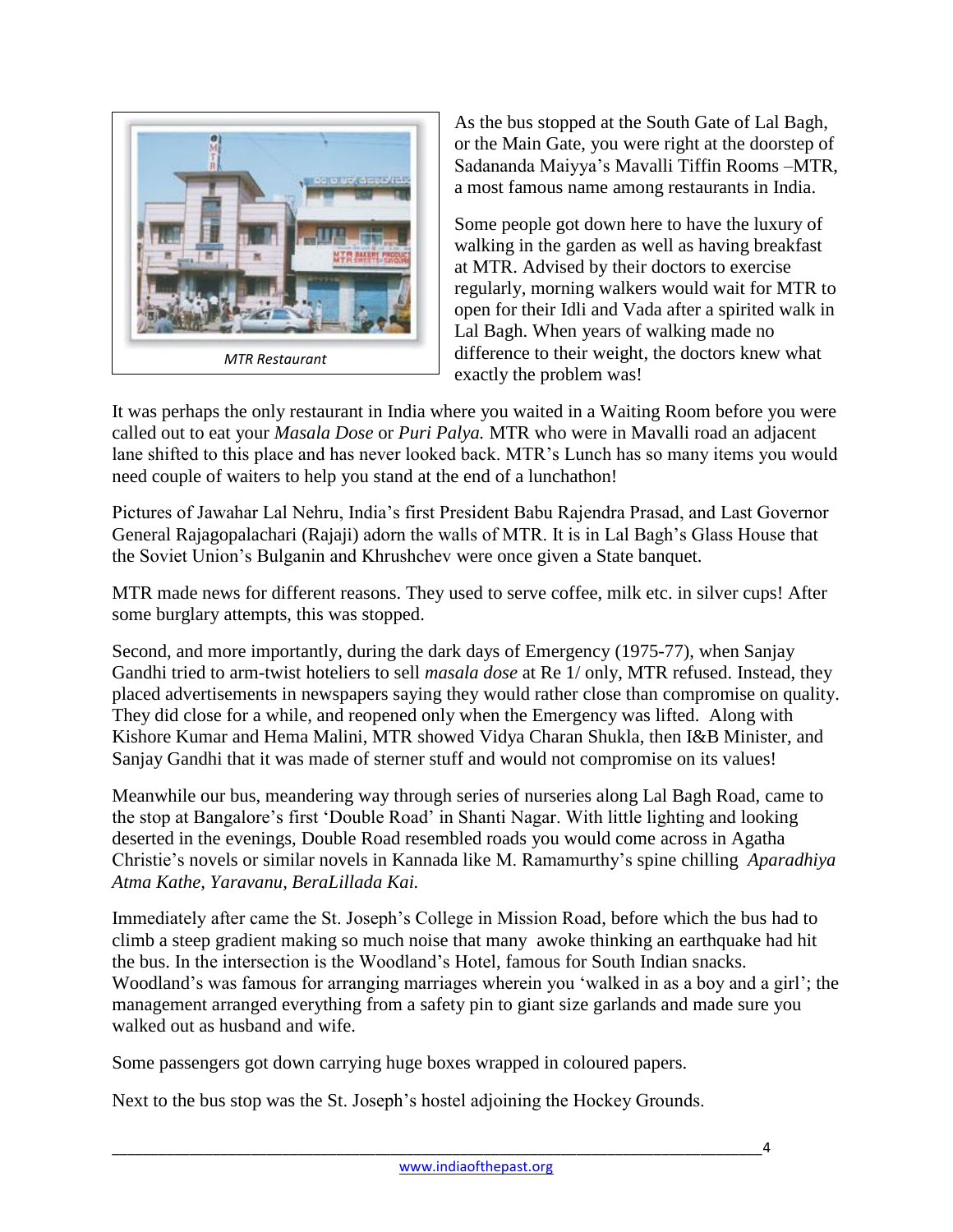MTR Restaurant

As the bus stopped at the South Gate of Lal Bagh, or the Main Gate, you were right at the doorstep of Sadananda Maiyya's Mavalli Tiffin Rooms –MTR, a most famous name among restaurants in India.

Some people got down here to have the luxury of walking in the garden as well as having breakfast at MTR. Advised by their doctors to exercise regularly, morning walkers would wait for MTR to open for their Idli and Vada after a spirited walk in Lal Bagh. When years of walking made no difference to their weight, the doctors knew what exactly the problem was!

It was perhaps the only restaurant in India where you waited in a Waiting Room before you were called out to eat your *Masala Dose* or *Puri Palya.* MTR who were in Mavalli road an adjacent lane shifted to this place and has never looked back. MTR's Lunch has so many items you would need couple of waiters to help you stand at the end of a lunchathon!

Pictures of Jawahar Lal Nehru, India's first President Babu Rajendra Prasad, and Last Governor General Rajagopalachari (Rajaji) adorn the walls of MTR. It is in Lal Bagh's Glass House that the Soviet Union's Bulganin and Khrushchev were once given a State banquet.

MTR made news for different reasons. They used to serve coffee, milk etc. in silver cups! After some burglary attempts, this was stopped.

Second, and more importantly, during the dark days of Emergency (1975-77), when Sanjay Gandhi tried to arm-twist hoteliers to sell *masala dose* at Re 1/ only, MTR refused. Instead, they placed advertisements in newspapers saying they would rather close than compromise on quality. They did close for a while, and reopened only when the Emergency was lifted. Along with Kishore Kumar and Hema Malini, MTR showed Vidya Charan Shukla, then I&B Minister, and Sanjay Gandhi that it was made of sterner stuff and would not compromise on its values!

Meanwhile our bus, meandering way through series of nurseries along Lal Bagh Road, came to the stop at Bangalore's first 'Double Road' in Shanti Nagar. With little lighting and looking deserted in the evenings, Double Road resembled roads you would come across in Agatha Christie's novels or similar novels in Kannada like M. Ramamurthy's spine chilling *Aparadhiya Atma Kathe, Yaravanu, BeraLillada Kai.*

Immediately after came the St. Joseph's College in Mission Road, before which the bus had to climb a steep gradient making so much noise that many awoke thinking an earthquake had hit the bus. In the intersection is the Woodland's Hotel, famous for South Indian snacks. Woodland's was famous for arranging marriages wherein you 'walked in as a boy and a girl'; the management arranged everything from a safety pin to giant size garlands and made sure you walked out as husband and wife.

Some passengers got down carrying huge boxes wrapped in coloured papers.

Next to the bus stop was the St. Joseph's hostel adjoining the Hockey Grounds.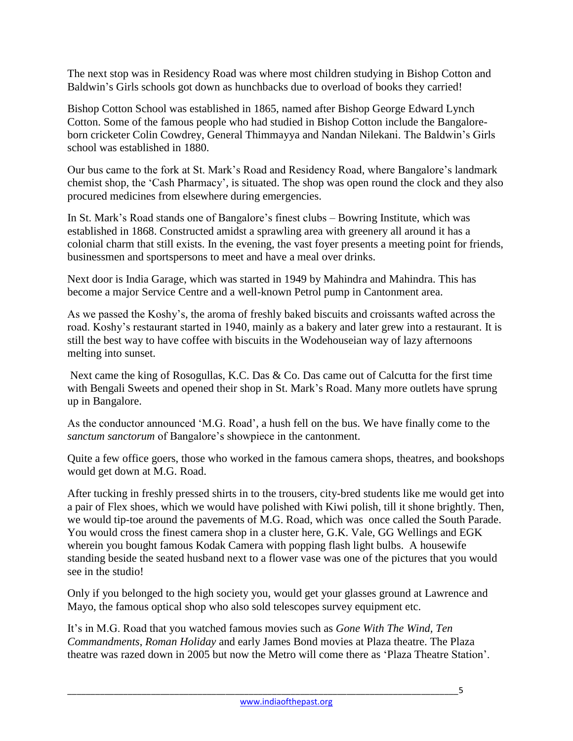The next stop was in Residency Road was where most children studying in Bishop Cotton and Baldwin's Girls schools got down as hunchbacks due to overload of books they carried!

Bishop Cotton School was established in 1865, named after Bishop George Edward Lynch Cotton. Some of the famous people who had studied in Bishop Cotton include the Bangalore-born cricketer Colin Cowdrey, General Thimmayya and Nandan Nilekani. The Baldwin's Girls school was established in 1880.

Our bus came to the fork at St. Mark's Road and Residency Road, where Bangalore's landmark chemist shop, the 'Cash Pharmacy', is situated. The shop was open round the clock and they also procured medicines from elsewhere during emergencies.

In St. Mark's Road stands one of Bangalore's finest clubs – Bowring Institute, which was established in 1868. Constructed amidst a sprawling area with greenery all around it has a colonial charm that still exists. In the evening, the vast foyer presents a meeting point for friends, businessmen and sportspersons to meet and have a meal over drinks.

Next door is India Garage, which was started in 1949 by Mahindra and Mahindra. This has become a major Service Centre and a well-known Petrol pump in Cantonment area.

As we passed the Koshy's, the aroma of freshly baked biscuits and croissants wafted across the road. Koshy's restaurant started in 1940, mainly as a bakery and later grew into a restaurant. It is still the best way to have coffee with biscuits in the Wodehouseian way of lazy afternoons melting into sunset.

Next came the king of Rosogullas, K.C. Das & Co. Das came out of Calcutta for the first time with Bengali Sweets and opened their shop in St. Mark's Road. Many more outlets have sprung up in Bangalore.

As the conductor announced 'M.G. Road', a hush fell on the bus. We have finally come to the *sanctum sanctorum* of Bangalore's showpiece in the cantonment.

Quite a few office goers, those who worked in the famous camera shops, theatres, and bookshops would get down at M.G. Road.

After tucking in freshly pressed shirts in to the trousers, city-bred students like me would get into a pair of Flex shoes, which we would have polished with Kiwi polish, till it shone brightly. Then, we would tip-toe around the pavements of M.G. Road, which was once called the South Parade. You would cross the finest camera shop in a cluster here, G.K. Vale, GG Wellings and EGK wherein you bought famous Kodak Camera with popping flash light bulbs. A housewife standing beside the seated husband next to a flower vase was one of the pictures that you would see in the studio!

Only if you belonged to the high society you, would get your glasses ground at Lawrence and Mayo, the famous optical shop who also sold telescopes survey equipment etc.

It's in M.G. Road that you watched famous movies such as *Gone With The Wind, Ten Commandments*, *Roman Holiday* and early James Bond movies at Plaza theatre. The Plaza theatre was razed down in 2005 but now the Metro will come there as 'Plaza Theatre Station'.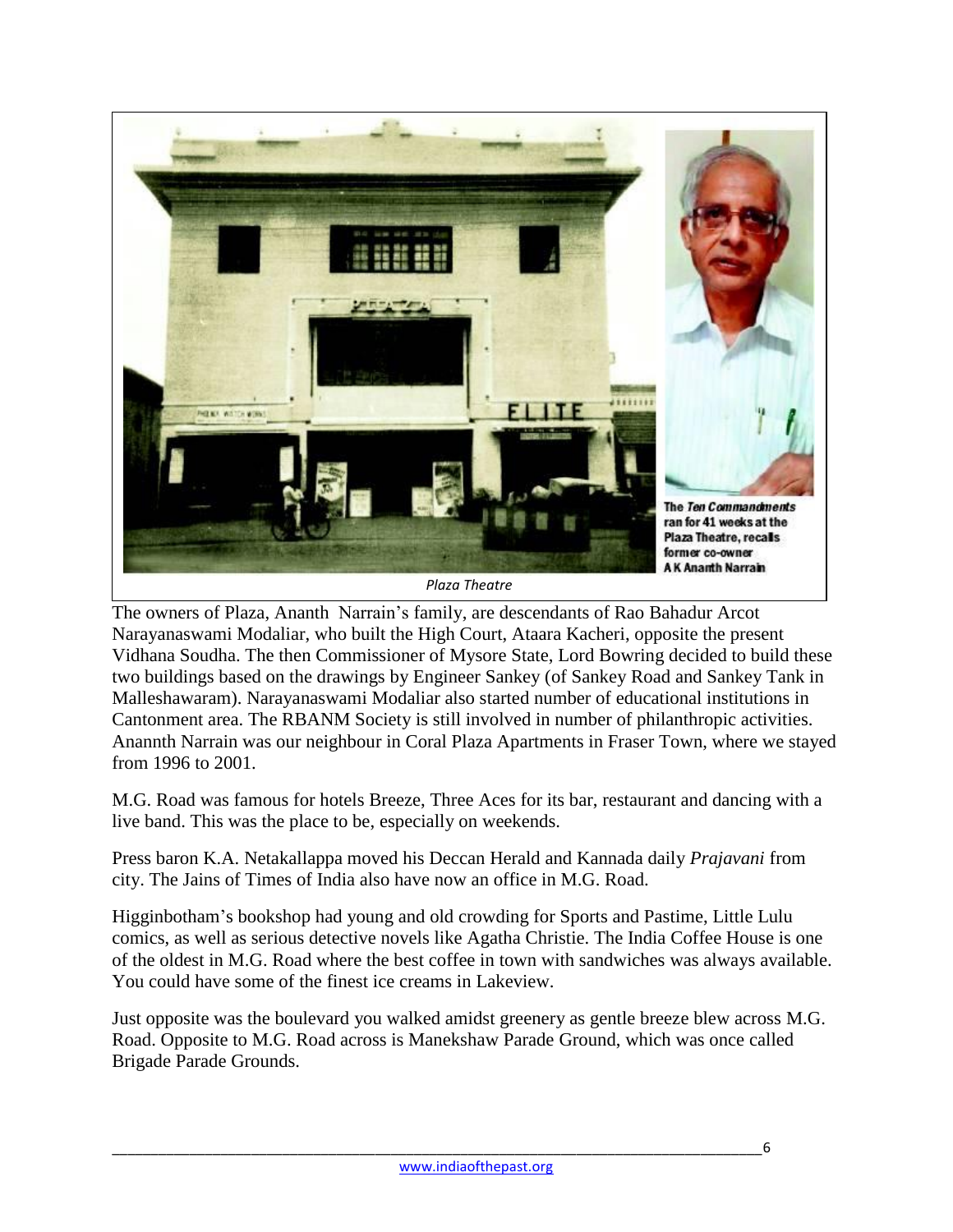The *Ten Commandments* ran for 41 weeks at the Plaza Theatre, recalls former co-owner A K Ananth Narrain

*Plaza Theatre*

The owners of Plaza, Ananth Narrain's family, are descendants of Rao Bahadur Arcot Narayanaswami Modaliar, who built the High Court, Ataara Kacheri, opposite the present Vidhana Soudha. The then Commissioner of Mysore State, Lord Bowring decided to build these two buildings based on the drawings by Engineer Sankey (of Sankey Road and Sankey Tank in Malleshawaram). Narayanaswami Modaliar also started number of educational institutions in Cantonment area. The RBANM Society is still involved in number of philanthropic activities. Anannth Narrain was our neighbour in Coral Plaza Apartments in Fraser Town, where we stayed from 1996 to 2001.

M.G. Road was famous for hotels Breeze, Three Aces for its bar, restaurant and dancing with a live band. This was the place to be, especially on weekends.

Press baron K.A. Netakallappa moved his Deccan Herald and Kannada daily *Prajavani* from city. The Jains of Times of India also have now an office in M.G. Road.

Higginbotham's bookshop had young and old crowding for Sports and Pastime, Little Lulu comics, as well as serious detective novels like Agatha Christie. The India Coffee House is one of the oldest in M.G. Road where the best coffee in town with sandwiches was always available. You could have some of the finest ice creams in Lakeview.

Just opposite was the boulevard you walked amidst greenery as gentle breeze blew across M.G. Road. Opposite to M.G. Road across is Manekshaw Parade Ground, which was once called Brigade Parade Grounds.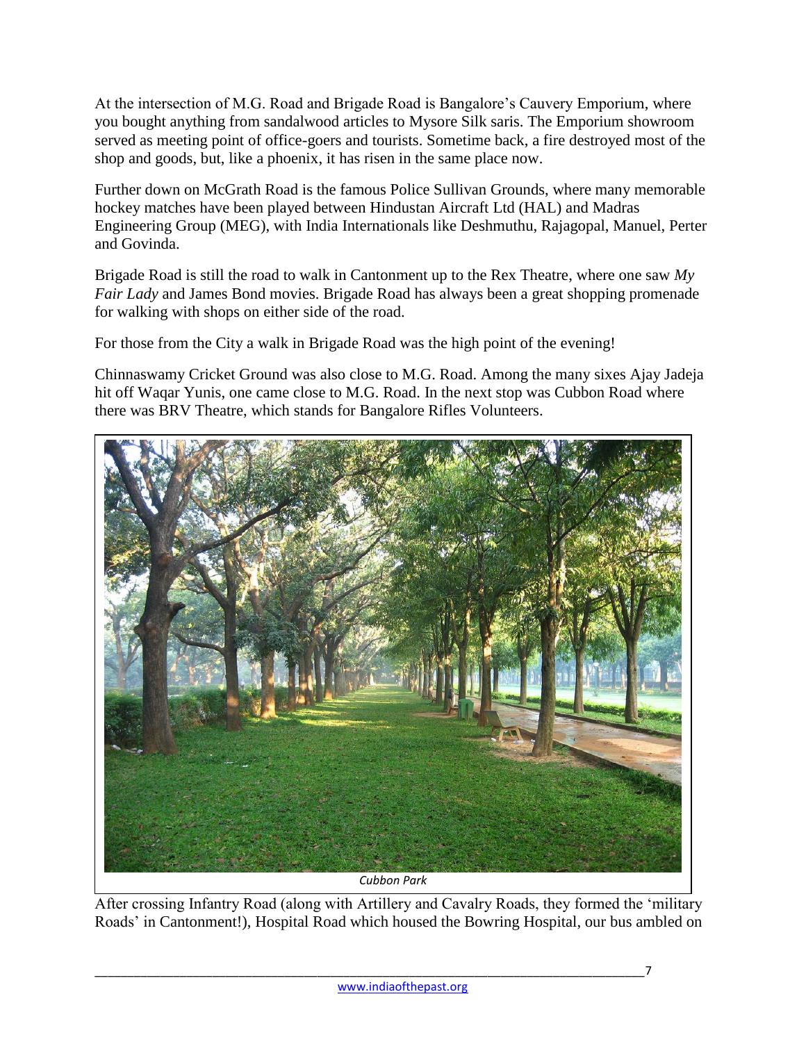At the intersection of M.G. Road and Brigade Road is Bangalore's Cauvery Emporium, where you bought anything from sandalwood articles to Mysore Silk saris. The Emporium showroom served as meeting point of office-goers and tourists. Sometime back, a fire destroyed most of the shop and goods, but, like a phoenix, it has risen in the same place now.

Further down on McGrath Road is the famous Police Sullivan Grounds, where many memorable hockey matches have been played between Hindustan Aircraft Ltd (HAL) and Madras Engineering Group (MEG), with India Internationals like Deshmuthu, Rajagopal, Manuel, Perter and Govinda.

Brigade Road is still the road to walk in Cantonment up to the Rex Theatre, where one saw *My Fair Lady* and James Bond movies. Brigade Road has always been a great shopping promenade for walking with shops on either side of the road.

For those from the City a walk in Brigade Road was the high point of the evening!

Chinnaswamy Cricket Ground was also close to M.G. Road. Among the many sixes Ajay Jadeja hit off Waqar Yunis, one came close to M.G. Road. In the next stop was Cubbon Road where there was BRV Theatre, which stands for Bangalore Rifles Volunteers.

*Cubbon Park*

After crossing Infantry Road (along with Artillery and Cavalry Roads, they formed the 'military Roads' in Cantonment!), Hospital Road which housed the Bowring Hospital, our bus ambled on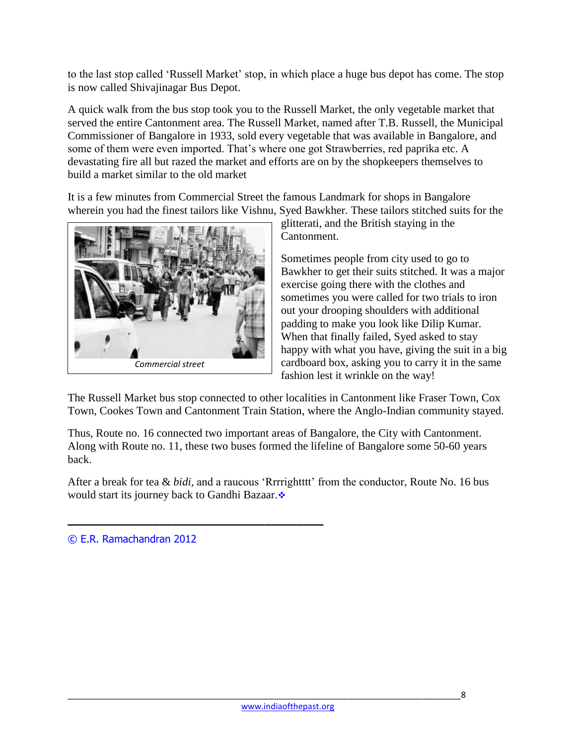to the last stop called 'Russell Market' stop, in which place a huge bus depot has come. The stop is now called Shivajinagar Bus Depot.

A quick walk from the bus stop took you to the Russell Market, the only vegetable market that served the entire Cantonment area. The Russell Market, named after T.B. Russell, the Municipal Commissioner of Bangalore in 1933, sold every vegetable that was available in Bangalore, and some of them were even imported. That's where one got Strawberries, red paprika etc. A devastating fire all but razed the market and efforts are on by the shopkeepers themselves to build a market similar to the old market

It is a few minutes from Commercial Street the famous Landmark for shops in Bangalore wherein you had the finest tailors like Vishnu, Syed Bawkher. These tailors stitched suits for the glitterati, and the British staying in the Cantonment.

*Commercial street*

Sometimes people from city used to go to Bawkher to get their suits stitched. It was a major exercise going there with the clothes and sometimes you were called for two trials to iron out your drooping shoulders with additional padding to make you look like Dilip Kumar. When that finally failed, Syed asked to stay happy with what you have, giving the suit in a big cardboard box, asking you to carry it in the same fashion lest it wrinkle on the way!

The Russell Market bus stop connected to other localities in Cantonment like Fraser Town, Cox Town, Cookes Town and Cantonment Train Station, where the Anglo-Indian community stayed.

Thus, Route no. 16 connected two important areas of Bangalore, the City with Cantonment. Along with Route no. 11, these two buses formed the lifeline of Bangalore some 50-60 years back.

After a break for tea & *bidi,* and a raucous 'Rrrrighttttt' from the conductor, Route No. 16 bus would start its journey back to Gandhi Bazaar.❖

---

© E.R. Ramachandran 2012

www.indiaofthepast.org